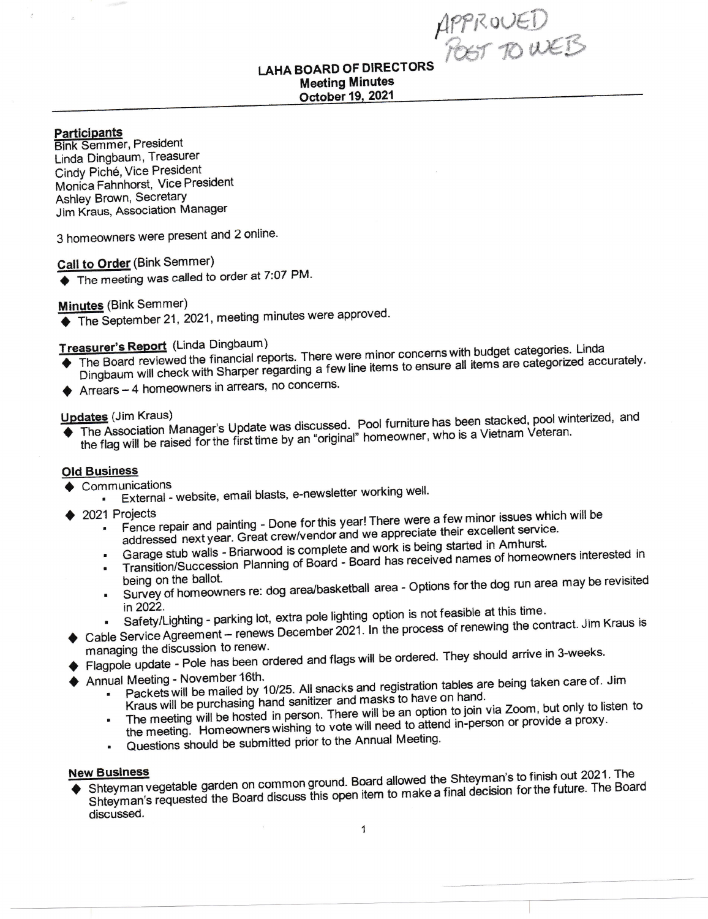APPROVED
POST TO WEB

# LAHA BOARD OF DIRECTORS
## Meeting Minutes
## October 19, 2021

**Participants**
Bink Semmer, President
Linda Dingbaum, Treasurer
Cindy Piché, Vice President
Monica Fahnhorst, Vice President
Ashley Brown, Secretary
Jim Kraus, Association Manager

3 homeowners were present and 2 online.

**Call to Order** (Bink Semmer)
- The meeting was called to order at 7:07 PM.

**Minutes** (Bink Semmer)
- The September 21, 2021, meeting minutes were approved.

**Treasurer's Report** (Linda Dingbaum)
- The Board reviewed the financial reports. There were minor concerns with budget categories. Linda Dingbaum will check with Sharper regarding a few line items to ensure all items are categorized accurately.
- Arrears – 4 homeowners in arrears, no concerns.

**Updates** (Jim Kraus)
- The Association Manager's Update was discussed. Pool furniture has been stacked, pool winterized, and the flag will be raised for the first time by an "original" homeowner, who is a Vietnam Veteran.

**Old Business**
- Communications
  - External - website, email blasts, e-newsletter working well.
- 2021 Projects
  - Fence repair and painting - Done for this year! There were a few minor issues which will be addressed next year. Great crew/vendor and we appreciate their excellent service.
  - Garage stub walls - Briarwood is complete and work is being started in Amhurst.
  - Transition/Succession Planning of Board - Board has received names of homeowners interested in being on the ballot.
  - Survey of homeowners re: dog area/basketball area - Options for the dog run area may be revisited in 2022.
  - Safety/Lighting - parking lot, extra pole lighting option is not feasible at this time.
- Cable Service Agreement – renews December 2021. In the process of renewing the contract. Jim Kraus is managing the discussion to renew.
- Flagpole update - Pole has been ordered and flags will be ordered. They should arrive in 3-weeks.
- Annual Meeting - November 16th.
  - Packets will be mailed by 10/25. All snacks and registration tables are being taken care of. Jim Kraus will be purchasing hand sanitizer and masks to have on hand.
  - The meeting will be hosted in person. There will be an option to join via Zoom, but only to listen to the meeting. Homeowners wishing to vote will need to attend in-person or provide a proxy.
  - Questions should be submitted prior to the Annual Meeting.

**New Business**
- Shteyman vegetable garden on common ground. Board allowed the Shteyman's to finish out 2021. The Shteyman's requested the Board discuss this open item to make a final decision for the future. The Board discussed.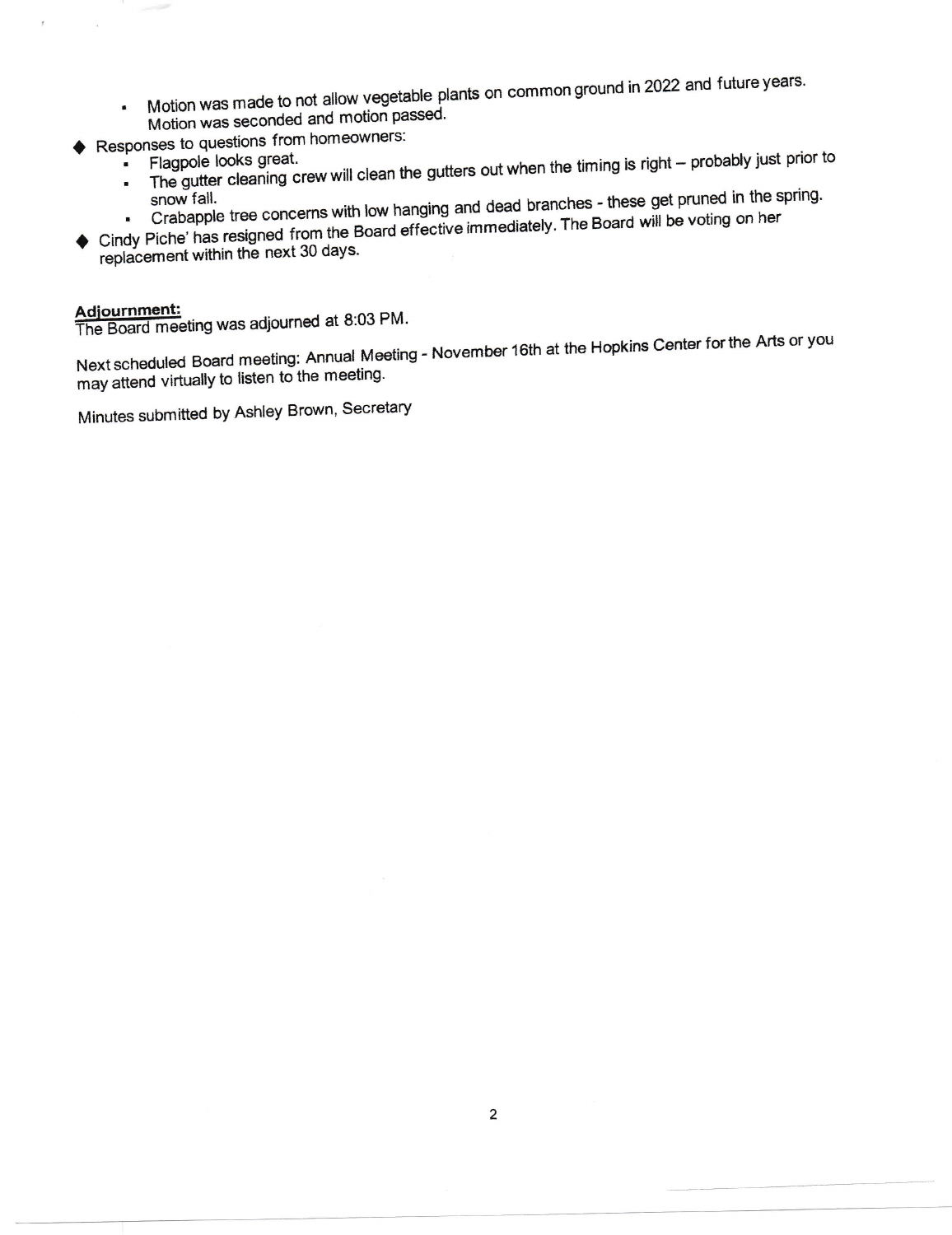- Motion was made to not allow vegetable plants on common ground in 2022 and future years. Motion was seconded and motion passed.

◆ Responses to questions from homeowners:
  - Flagpole looks great.
  - The gutter cleaning crew will clean the gutters out when the timing is right – probably just prior to snow fall.
  - Crabapple tree concerns with low hanging and dead branches - these get pruned in the spring.

◆ Cindy Piche' has resigned from the Board effective immediately. The Board will be voting on her replacement within the next 30 days.

**Adjournment:**
The Board meeting was adjourned at 8:03 PM.

Next scheduled Board meeting: Annual Meeting - November 16th at the Hopkins Center for the Arts or you may attend virtually to listen to the meeting.

Minutes submitted by Ashley Brown, Secretary